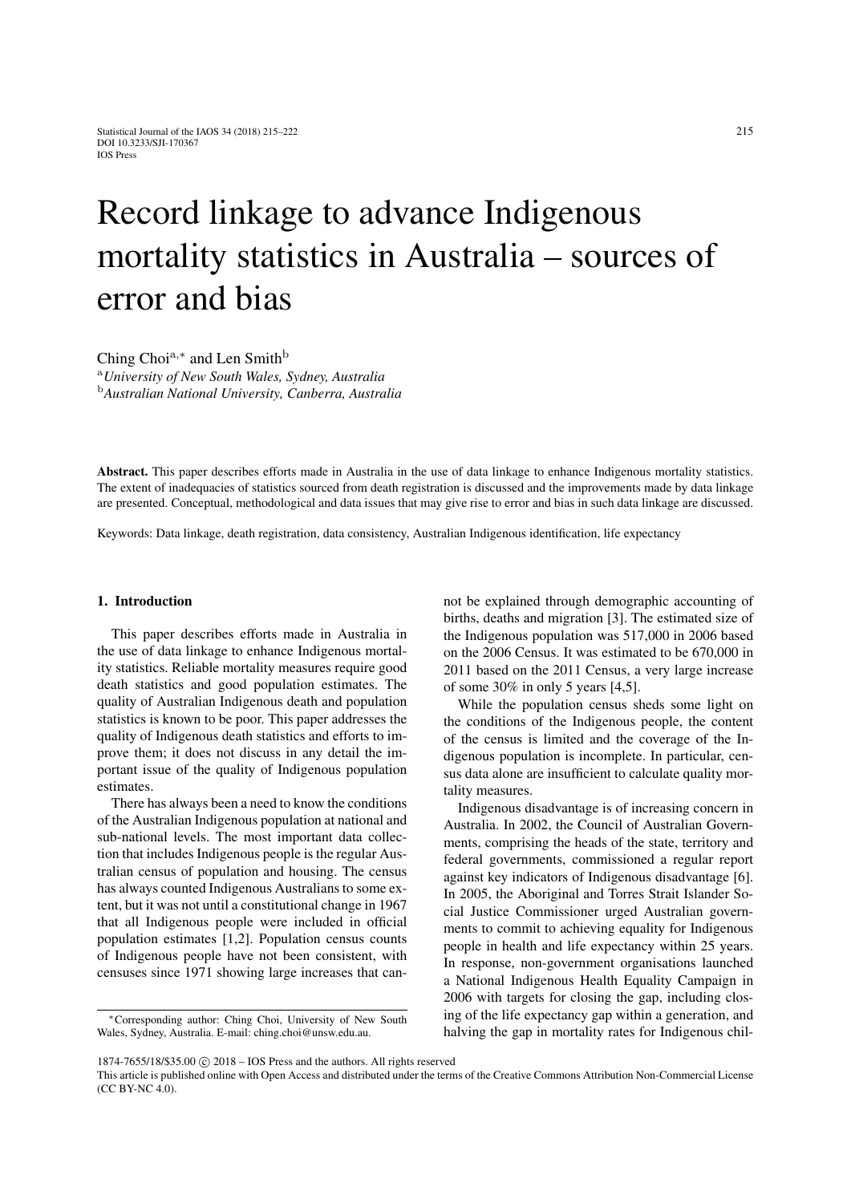# Record linkage to advance Indigenous mortality statistics in Australia – sources of error and bias

Ching Choi[a,*] and Len Smith[b]

[a] *University of New South Wales, Sydney, Australia*

[b] *Australian National University, Canberra, Australia*

**Abstract.** This paper describes efforts made in Australia in the use of data linkage to enhance Indigenous mortality statistics. The extent of inadequacies of statistics sourced from death registration is discussed and the improvements made by data linkage are presented. Conceptual, methodological and data issues that may give rise to error and bias in such data linkage are discussed.

Keywords: Data linkage, death registration, data consistency, Australian Indigenous identification, life expectancy

## 1. Introduction

This paper describes efforts made in Australia in the use of data linkage to enhance Indigenous mortality statistics. Reliable mortality measures require good death statistics and good population estimates. The quality of Australian Indigenous death and population statistics is known to be poor. This paper addresses the quality of Indigenous death statistics and efforts to improve them; it does not discuss in any detail the important issue of the quality of Indigenous population estimates.

There has always been a need to know the conditions of the Australian Indigenous population at national and sub-national levels. The most important data collection that includes Indigenous people is the regular Australian census of population and housing. The census has always counted Indigenous Australians to some extent, but it was not until a constitutional change in 1967 that all Indigenous people were included in official population estimates [1,2]. Population census counts of Indigenous people have not been consistent, with censuses since 1971 showing large increases that cannot be explained through demographic accounting of births, deaths and migration [3]. The estimated size of the Indigenous population was 517,000 in 2006 based on the 2006 Census. It was estimated to be 670,000 in 2011 based on the 2011 Census, a very large increase of some 30% in only 5 years [4,5].

While the population census sheds some light on the conditions of the Indigenous people, the content of the census is limited and the coverage of the Indigenous population is incomplete. In particular, census data alone are insufficient to calculate quality mortality measures.

Indigenous disadvantage is of increasing concern in Australia. In 2002, the Council of Australian Governments, comprising the heads of the state, territory and federal governments, commissioned a regular report against key indicators of Indigenous disadvantage [6]. In 2005, the Aboriginal and Torres Strait Islander Social Justice Commissioner urged Australian governments to commit to achieving equality for Indigenous people in health and life expectancy within 25 years. In response, non-government organisations launched a National Indigenous Health Equality Campaign in 2006 with targets for closing the gap, including closing of the life expectancy gap within a generation, and halving the gap in mortality rates for Indigenous chil-

*Corresponding author: Ching Choi, University of New South Wales, Sydney, Australia. E-mail: ching.choi@unsw.edu.au.

1874-7655/18/$35.00 © 2018 – IOS Press and the authors. All rights reserved

This article is published online with Open Access and distributed under the terms of the Creative Commons Attribution Non-Commercial License (CC BY-NC 4.0).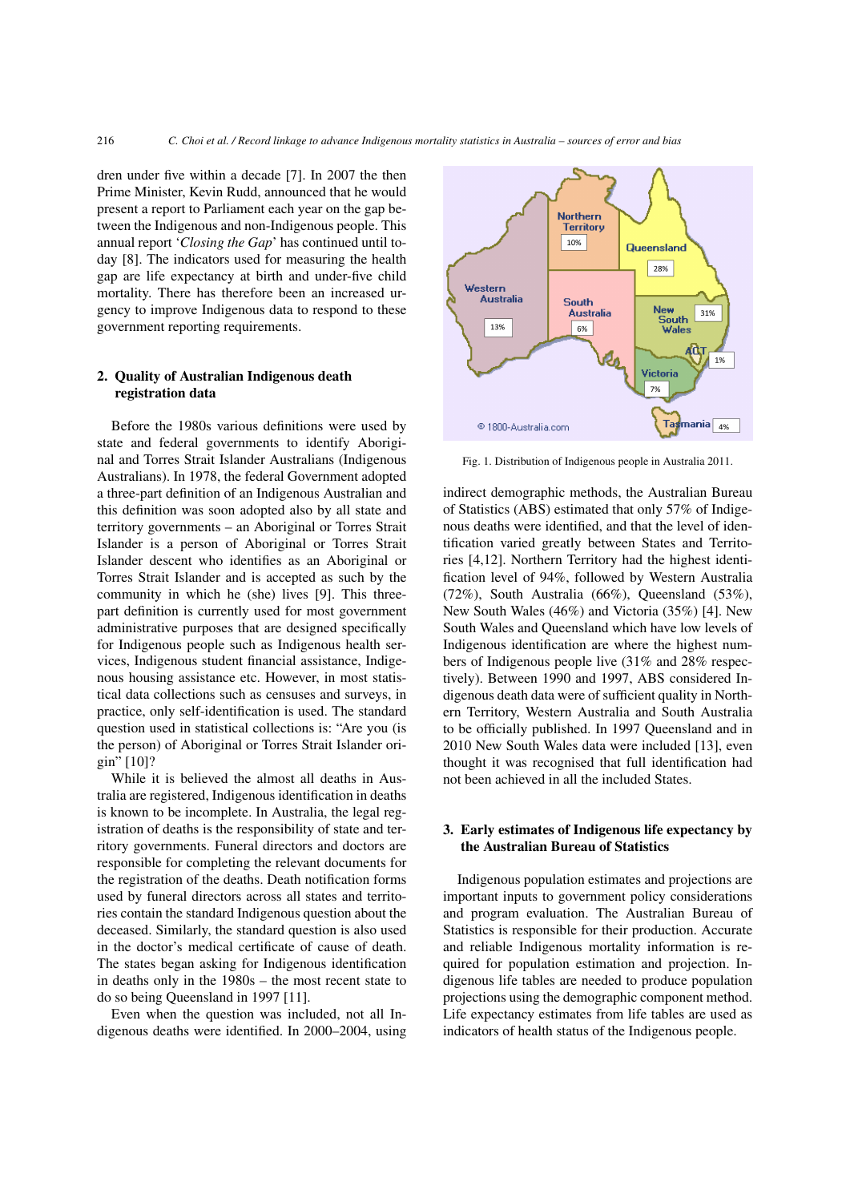dren under five within a decade [7]. In 2007 the then Prime Minister, Kevin Rudd, announced that he would present a report to Parliament each year on the gap between the Indigenous and non-Indigenous people. This annual report '*Closing the Gap*' has continued until today [8]. The indicators used for measuring the health gap are life expectancy at birth and under-five child mortality. There has therefore been an increased urgency to improve Indigenous data to respond to these government reporting requirements.

## 2. Quality of Australian Indigenous death registration data

Before the 1980s various definitions were used by state and federal governments to identify Aboriginal and Torres Strait Islander Australians (Indigenous Australians). In 1978, the federal Government adopted a three-part definition of an Indigenous Australian and this definition was soon adopted also by all state and territory governments – an Aboriginal or Torres Strait Islander is a person of Aboriginal or Torres Strait Islander descent who identifies as an Aboriginal or Torres Strait Islander and is accepted as such by the community in which he (she) lives [9]. This three-part definition is currently used for most government administrative purposes that are designed specifically for Indigenous people such as Indigenous health services, Indigenous student financial assistance, Indigenous housing assistance etc. However, in most statistical data collections such as censuses and surveys, in practice, only self-identification is used. The standard question used in statistical collections is: "Are you (is the person) of Aboriginal or Torres Strait Islander origin" [10]?

While it is believed the almost all deaths in Australia are registered, Indigenous identification in deaths is known to be incomplete. In Australia, the legal registration of deaths is the responsibility of state and territory governments. Funeral directors and doctors are responsible for completing the relevant documents for the registration of the deaths. Death notification forms used by funeral directors across all states and territories contain the standard Indigenous question about the deceased. Similarly, the standard question is also used in the doctor's medical certificate of cause of death. The states began asking for Indigenous identification in deaths only in the 1980s – the most recent state to do so being Queensland in 1997 [11].

Even when the question was included, not all Indigenous deaths were identified. In 2000–2004, using indirect demographic methods, the Australian Bureau of Statistics (ABS) estimated that only 57% of Indigenous deaths were identified, and that the level of identification varied greatly between States and Territories [4,12]. Northern Territory had the highest identification level of 94%, followed by Western Australia (72%), South Australia (66%), Queensland (53%), New South Wales (46%) and Victoria (35%) [4]. New South Wales and Queensland which have low levels of Indigenous identification are where the highest numbers of Indigenous people live (31% and 28% respectively). Between 1990 and 1997, ABS considered Indigenous death data were of sufficient quality in Northern Territory, Western Australia and South Australia to be officially published. In 1997 Queensland and in 2010 New South Wales data were included [13], even thought it was recognised that full identification had not been achieved in all the included States.

Fig. 1. Distribution of Indigenous people in Australia 2011.

## 3. Early estimates of Indigenous life expectancy by the Australian Bureau of Statistics

Indigenous population estimates and projections are important inputs to government policy considerations and program evaluation. The Australian Bureau of Statistics is responsible for their production. Accurate and reliable Indigenous mortality information is required for population estimation and projection. Indigenous life tables are needed to produce population projections using the demographic component method. Life expectancy estimates from life tables are used as indicators of health status of the Indigenous people.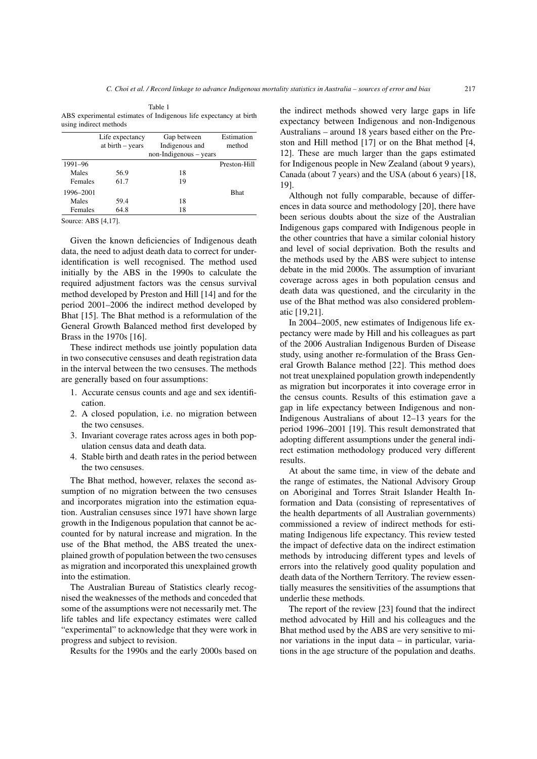Table 1
ABS experimental estimates of Indigenous life expectancy at birth using indirect methods

| | Life expectancy at birth – years | Gap between Indigenous and non-Indigenous – years | Estimation method |
|---|---|---|---|
| 1991–96 | | | Preston-Hill |
| Males | 56.9 | 18 | |
| Females | 61.7 | 19 | |
| 1996–2001 | | | Bhat |
| Males | 59.4 | 18 | |
| Females | 64.8 | 18 | |

Source: ABS [4,17].

Given the known deficiencies of Indigenous death data, the need to adjust death data to correct for under-identification is well recognised. The method used initially by the ABS in the 1990s to calculate the required adjustment factors was the census survival method developed by Preston and Hill [14] and for the period 2001–2006 the indirect method developed by Bhat [15]. The Bhat method is a reformulation of the General Growth Balanced method first developed by Brass in the 1970s [16].

These indirect methods use jointly population data in two consecutive censuses and death registration data in the interval between the two censuses. The methods are generally based on four assumptions:

1. Accurate census counts and age and sex identification.
2. A closed population, i.e. no migration between the two censuses.
3. Invariant coverage rates across ages in both population census data and death data.
4. Stable birth and death rates in the period between the two censuses.

The Bhat method, however, relaxes the second assumption of no migration between the two censuses and incorporates migration into the estimation equation. Australian censuses since 1971 have shown large growth in the Indigenous population that cannot be accounted for by natural increase and migration. In the use of the Bhat method, the ABS treated the unexplained growth of population between the two censuses as migration and incorporated this unexplained growth into the estimation.

The Australian Bureau of Statistics clearly recognised the weaknesses of the methods and conceded that some of the assumptions were not necessarily met. The life tables and life expectancy estimates were called "experimental" to acknowledge that they were work in progress and subject to revision.

Results for the 1990s and the early 2000s based on the indirect methods showed very large gaps in life expectancy between Indigenous and non-Indigenous Australians – around 18 years based either on the Preston and Hill method [17] or on the Bhat method [4, 12]. These are much larger than the gaps estimated for Indigenous people in New Zealand (about 9 years), Canada (about 7 years) and the USA (about 6 years) [18, 19].

Although not fully comparable, because of differences in data source and methodology [20], there have been serious doubts about the size of the Australian Indigenous gaps compared with Indigenous people in the other countries that have a similar colonial history and level of social deprivation. Both the results and the methods used by the ABS were subject to intense debate in the mid 2000s. The assumption of invariant coverage across ages in both population census and death data was questioned, and the circularity in the use of the Bhat method was also considered problematic [19,21].

In 2004–2005, new estimates of Indigenous life expectancy were made by Hill and his colleagues as part of the 2006 Australian Indigenous Burden of Disease study, using another re-formulation of the Brass General Growth Balance method [22]. This method does not treat unexplained population growth independently as migration but incorporates it into coverage error in the census counts. Results of this estimation gave a gap in life expectancy between Indigenous and non-Indigenous Australians of about 12–13 years for the period 1996–2001 [19]. This result demonstrated that adopting different assumptions under the general indirect estimation methodology produced very different results.

At about the same time, in view of the debate and the range of estimates, the National Advisory Group on Aboriginal and Torres Strait Islander Health Information and Data (consisting of representatives of the health departments of all Australian governments) commissioned a review of indirect methods for estimating Indigenous life expectancy. This review tested the impact of defective data on the indirect estimation methods by introducing different types and levels of errors into the relatively good quality population and death data of the Northern Territory. The review essentially measures the sensitivities of the assumptions that underlie these methods.

The report of the review [23] found that the indirect method advocated by Hill and his colleagues and the Bhat method used by the ABS are very sensitive to minor variations in the input data – in particular, variations in the age structure of the population and deaths.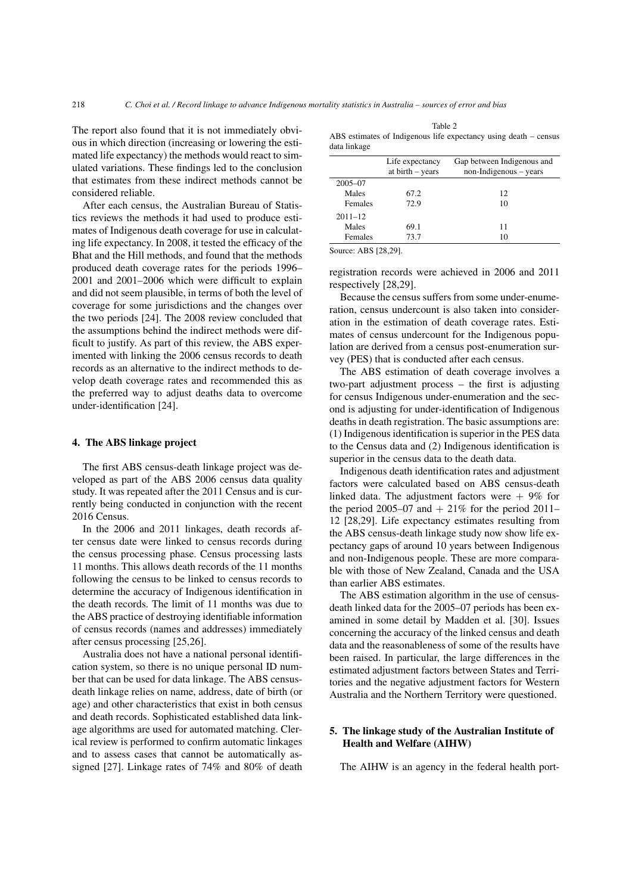The report also found that it is not immediately obvious in which direction (increasing or lowering the estimated life expectancy) the methods would react to simulated variations. These findings led to the conclusion that estimates from these indirect methods cannot be considered reliable.

After each census, the Australian Bureau of Statistics reviews the methods it had used to produce estimates of Indigenous death coverage for use in calculating life expectancy. In 2008, it tested the efficacy of the Bhat and the Hill methods, and found that the methods produced death coverage rates for the periods 1996–2001 and 2001–2006 which were difficult to explain and did not seem plausible, in terms of both the level of coverage for some jurisdictions and the changes over the two periods [24]. The 2008 review concluded that the assumptions behind the indirect methods were difficult to justify. As part of this review, the ABS experimented with linking the 2006 census records to death records as an alternative to the indirect methods to develop death coverage rates and recommended this as the preferred way to adjust deaths data to overcome under-identification [24].

## 4. The ABS linkage project

The first ABS census-death linkage project was developed as part of the ABS 2006 census data quality study. It was repeated after the 2011 Census and is currently being conducted in conjunction with the recent 2016 Census.

In the 2006 and 2011 linkages, death records after census date were linked to census records during the census processing phase. Census processing lasts 11 months. This allows death records of the 11 months following the census to be linked to census records to determine the accuracy of Indigenous identification in the death records. The limit of 11 months was due to the ABS practice of destroying identifiable information of census records (names and addresses) immediately after census processing [25,26].

Australia does not have a national personal identification system, so there is no unique personal ID number that can be used for data linkage. The ABS census-death linkage relies on name, address, date of birth (or age) and other characteristics that exist in both census and death records. Sophisticated established data linkage algorithms are used for automated matching. Clerical review is performed to confirm automatic linkages and to assess cases that cannot be automatically assigned [27]. Linkage rates of 74% and 80% of death registration records were achieved in 2006 and 2011 respectively [28,29].

Table 2
ABS estimates of Indigenous life expectancy using death – census data linkage

| | Life expectancy at birth – years | Gap between Indigenous and non-Indigenous – years |
|---|---|---|
| 2005–07 | | |
| Males | 67.2 | 12 |
| Females | 72.9 | 10 |
| 2011–12 | | |
| Males | 69.1 | 11 |
| Females | 73.7 | 10 |

Source: ABS [28,29].

Because the census suffers from some under-enumeration, census undercount is also taken into consideration in the estimation of death coverage rates. Estimates of census undercount for the Indigenous population are derived from a census post-enumeration survey (PES) that is conducted after each census.

The ABS estimation of death coverage involves a two-part adjustment process – the first is adjusting for census Indigenous under-enumeration and the second is adjusting for under-identification of Indigenous deaths in death registration. The basic assumptions are: (1) Indigenous identification is superior in the PES data to the Census data and (2) Indigenous identification is superior in the census data to the death data.

Indigenous death identification rates and adjustment factors were calculated based on ABS census-death linked data. The adjustment factors were + 9% for the period 2005–07 and + 21% for the period 2011–12 [28,29]. Life expectancy estimates resulting from the ABS census-death linkage study now show life expectancy gaps of around 10 years between Indigenous and non-Indigenous people. These are more comparable with those of New Zealand, Canada and the USA than earlier ABS estimates.

The ABS estimation algorithm in the use of census-death linked data for the 2005–07 periods has been examined in some detail by Madden et al. [30]. Issues concerning the accuracy of the linked census and death data and the reasonableness of some of the results have been raised. In particular, the large differences in the estimated adjustment factors between States and Territories and the negative adjustment factors for Western Australia and the Northern Territory were questioned.

## 5. The linkage study of the Australian Institute of Health and Welfare (AIHW)

The AIHW is an agency in the federal health port-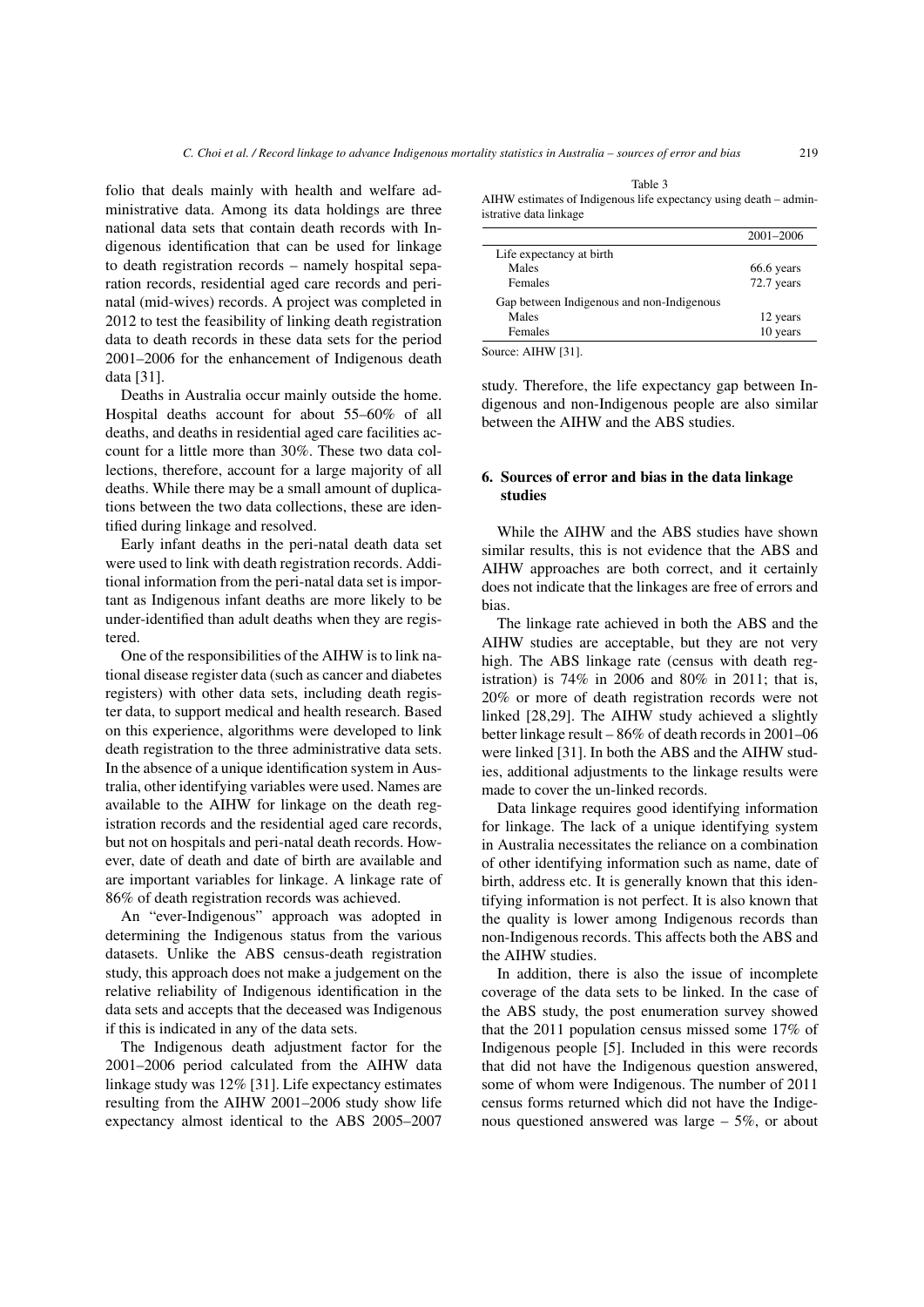folio that deals mainly with health and welfare administrative data. Among its data holdings are three national data sets that contain death records with Indigenous identification that can be used for linkage to death registration records – namely hospital separation records, residential aged care records and perinatal (mid-wives) records. A project was completed in 2012 to test the feasibility of linking death registration data to death records in these data sets for the period 2001–2006 for the enhancement of Indigenous death data [31].

Deaths in Australia occur mainly outside the home. Hospital deaths account for about 55–60% of all deaths, and deaths in residential aged care facilities account for a little more than 30%. These two data collections, therefore, account for a large majority of all deaths. While there may be a small amount of duplications between the two data collections, these are identified during linkage and resolved.

Early infant deaths in the peri-natal death data set were used to link with death registration records. Additional information from the peri-natal data set is important as Indigenous infant deaths are more likely to be under-identified than adult deaths when they are registered.

One of the responsibilities of the AIHW is to link national disease register data (such as cancer and diabetes registers) with other data sets, including death register data, to support medical and health research. Based on this experience, algorithms were developed to link death registration to the three administrative data sets. In the absence of a unique identification system in Australia, other identifying variables were used. Names are available to the AIHW for linkage on the death registration records and the residential aged care records, but not on hospitals and peri-natal death records. However, date of death and date of birth are available and are important variables for linkage. A linkage rate of 86% of death registration records was achieved.

An "ever-Indigenous" approach was adopted in determining the Indigenous status from the various datasets. Unlike the ABS census-death registration study, this approach does not make a judgement on the relative reliability of Indigenous identification in the data sets and accepts that the deceased was Indigenous if this is indicated in any of the data sets.

The Indigenous death adjustment factor for the 2001–2006 period calculated from the AIHW data linkage study was 12% [31]. Life expectancy estimates resulting from the AIHW 2001–2006 study show life expectancy almost identical to the ABS 2005–2007 study. Therefore, the life expectancy gap between Indigenous and non-Indigenous people are also similar between the AIHW and the ABS studies.

Table 3
AIHW estimates of Indigenous life expectancy using death – administrative data linkage

| | 2001–2006 |
|---|---|
| Life expectancy at birth | |
| Males | 66.6 years |
| Females | 72.7 years |
| Gap between Indigenous and non-Indigenous | |
| Males | 12 years |
| Females | 10 years |

Source: AIHW [31].

## 6. Sources of error and bias in the data linkage studies

While the AIHW and the ABS studies have shown similar results, this is not evidence that the ABS and AIHW approaches are both correct, and it certainly does not indicate that the linkages are free of errors and bias.

The linkage rate achieved in both the ABS and the AIHW studies are acceptable, but they are not very high. The ABS linkage rate (census with death registration) is 74% in 2006 and 80% in 2011; that is, 20% or more of death registration records were not linked [28,29]. The AIHW study achieved a slightly better linkage result – 86% of death records in 2001–06 were linked [31]. In both the ABS and the AIHW studies, additional adjustments to the linkage results were made to cover the un-linked records.

Data linkage requires good identifying information for linkage. The lack of a unique identifying system in Australia necessitates the reliance on a combination of other identifying information such as name, date of birth, address etc. It is generally known that this identifying information is not perfect. It is also known that the quality is lower among Indigenous records than non-Indigenous records. This affects both the ABS and the AIHW studies.

In addition, there is also the issue of incomplete coverage of the data sets to be linked. In the case of the ABS study, the post enumeration survey showed that the 2011 population census missed some 17% of Indigenous people [5]. Included in this were records that did not have the Indigenous question answered, some of whom were Indigenous. The number of 2011 census forms returned which did not have the Indigenous questioned answered was large – 5%, or about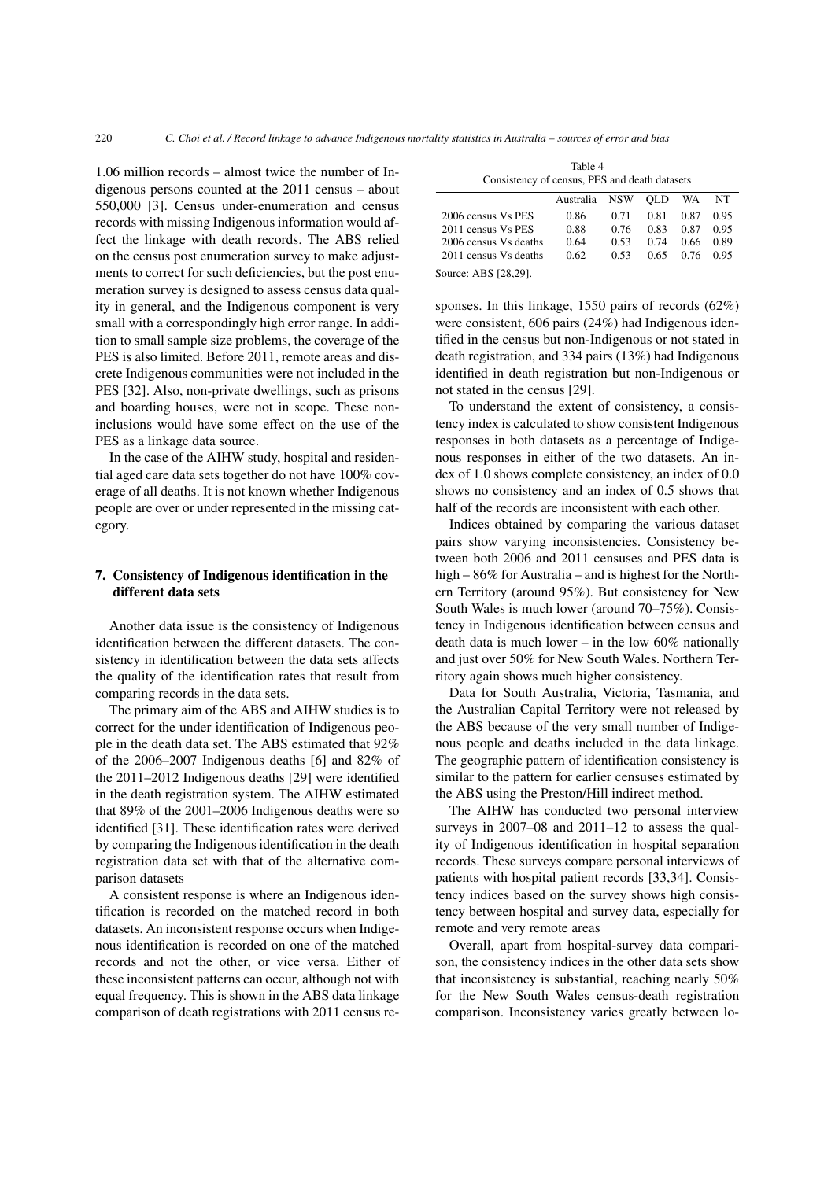1.06 million records – almost twice the number of Indigenous persons counted at the 2011 census – about 550,000 [3]. Census under-enumeration and census records with missing Indigenous information would affect the linkage with death records. The ABS relied on the census post enumeration survey to make adjustments to correct for such deficiencies, but the post enumeration survey is designed to assess census data quality in general, and the Indigenous component is very small with a correspondingly high error range. In addition to small sample size problems, the coverage of the PES is also limited. Before 2011, remote areas and discrete Indigenous communities were not included in the PES [32]. Also, non-private dwellings, such as prisons and boarding houses, were not in scope. These non-inclusions would have some effect on the use of the PES as a linkage data source.

In the case of the AIHW study, hospital and residential aged care data sets together do not have 100% coverage of all deaths. It is not known whether Indigenous people are over or under represented in the missing category.

## 7. Consistency of Indigenous identification in the different data sets

Another data issue is the consistency of Indigenous identification between the different datasets. The consistency in identification between the data sets affects the quality of the identification rates that result from comparing records in the data sets.

The primary aim of the ABS and AIHW studies is to correct for the under identification of Indigenous people in the death data set. The ABS estimated that 92% of the 2006–2007 Indigenous deaths [6] and 82% of the 2011–2012 Indigenous deaths [29] were identified in the death registration system. The AIHW estimated that 89% of the 2001–2006 Indigenous deaths were so identified [31]. These identification rates were derived by comparing the Indigenous identification in the death registration data set with that of the alternative comparison datasets

A consistent response is where an Indigenous identification is recorded on the matched record in both datasets. An inconsistent response occurs when Indigenous identification is recorded on one of the matched records and not the other, or vice versa. Either of these inconsistent patterns can occur, although not with equal frequency. This is shown in the ABS data linkage comparison of death registrations with 2011 census responses. In this linkage, 1550 pairs of records (62%) were consistent, 606 pairs (24%) had Indigenous identified in the census but non-Indigenous or not stated in death registration, and 334 pairs (13%) had Indigenous identified in death registration but non-Indigenous or not stated in the census [29].

Table 4
Consistency of census, PES and death datasets

| | Australia | NSW | QLD | WA | NT |
|---|---|---|---|---|---|
| 2006 census Vs PES | 0.86 | 0.71 | 0.81 | 0.87 | 0.95 |
| 2011 census Vs PES | 0.88 | 0.76 | 0.83 | 0.87 | 0.95 |
| 2006 census Vs deaths | 0.64 | 0.53 | 0.74 | 0.66 | 0.89 |
| 2011 census Vs deaths | 0.62 | 0.53 | 0.65 | 0.76 | 0.95 |

Source: ABS [28,29].

To understand the extent of consistency, a consistency index is calculated to show consistent Indigenous responses in both datasets as a percentage of Indigenous responses in either of the two datasets. An index of 1.0 shows complete consistency, an index of 0.0 shows no consistency and an index of 0.5 shows that half of the records are inconsistent with each other.

Indices obtained by comparing the various dataset pairs show varying inconsistencies. Consistency between both 2006 and 2011 censuses and PES data is high – 86% for Australia – and is highest for the Northern Territory (around 95%). But consistency for New South Wales is much lower (around 70–75%). Consistency in Indigenous identification between census and death data is much lower – in the low 60% nationally and just over 50% for New South Wales. Northern Territory again shows much higher consistency.

Data for South Australia, Victoria, Tasmania, and the Australian Capital Territory were not released by the ABS because of the very small number of Indigenous people and deaths included in the data linkage. The geographic pattern of identification consistency is similar to the pattern for earlier censuses estimated by the ABS using the Preston/Hill indirect method.

The AIHW has conducted two personal interview surveys in 2007–08 and 2011–12 to assess the quality of Indigenous identification in hospital separation records. These surveys compare personal interviews of patients with hospital patient records [33,34]. Consistency indices based on the survey shows high consistency between hospital and survey data, especially for remote and very remote areas

Overall, apart from hospital-survey data comparison, the consistency indices in the other data sets show that inconsistency is substantial, reaching nearly 50% for the New South Wales census-death registration comparison. Inconsistency varies greatly between lo-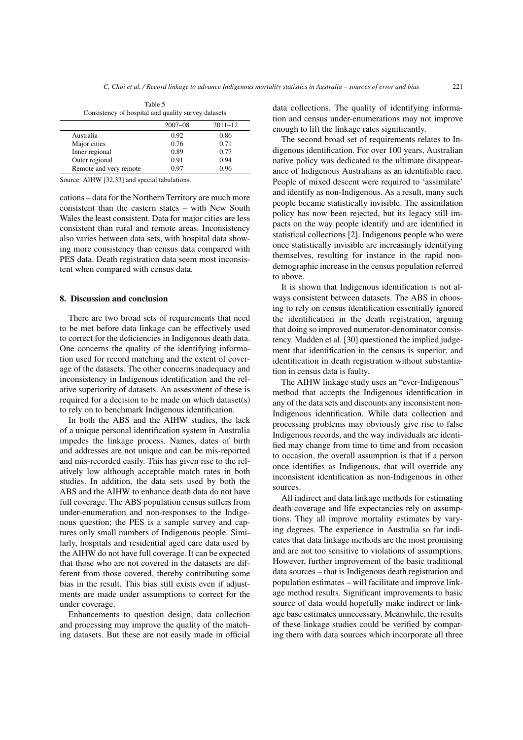Table 5
Consistency of hospital and quality survey datasets

| | 2007–08 | 2011–12 |
|---|---|---|
| Australia | 0.92 | 0.86 |
| Major cities | 0.76 | 0.71 |
| Inner regional | 0.89 | 0.77 |
| Outer regional | 0.91 | 0.94 |
| Remote and very remote | 0.97 | 0.96 |

Source: AIHW [32,33] and special tabulations.

cations – data for the Northern Territory are much more consistent than the eastern states – with New South Wales the least consistent. Data for major cities are less consistent than rural and remote areas. Inconsistency also varies between data sets, with hospital data showing more consistency than census data compared with PES data. Death registration data seem most inconsistent when compared with census data.

## 8. Discussion and conclusion

There are two broad sets of requirements that need to be met before data linkage can be effectively used to correct for the deficiencies in Indigenous death data. One concerns the quality of the identifying information used for record matching and the extent of coverage of the datasets. The other concerns inadequacy and inconsistency in Indigenous identification and the relative superiority of datasets. An assessment of these is required for a decision to be made on which dataset(s) to rely on to benchmark Indigenous identification.

In both the ABS and the AIHW studies, the lack of a unique personal identification system in Australia impedes the linkage process. Names, dates of birth and addresses are not unique and can be mis-reported and mis-recorded easily. This has given rise to the relatively low although acceptable match rates in both studies. In addition, the data sets used by both the ABS and the AIHW to enhance death data do not have full coverage. The ABS population census suffers from under-enumeration and non-responses to the Indigenous question; the PES is a sample survey and captures only small numbers of Indigenous people. Similarly, hospitals and residential aged care data used by the AIHW do not have full coverage. It can be expected that those who are not covered in the datasets are different from those covered, thereby contributing some bias in the result. This bias still exists even if adjustments are made under assumptions to correct for the under coverage.

Enhancements to question design, data collection and processing may improve the quality of the matching datasets. But these are not easily made in official data collections. The quality of identifying information and census under-enumerations may not improve enough to lift the linkage rates significantly.

The second broad set of requirements relates to Indigenous identification. For over 100 years, Australian native policy was dedicated to the ultimate disappearance of Indigenous Australians as an identifiable race. People of mixed descent were required to 'assimilate' and identify as non-Indigenous. As a result, many such people became statistically invisible. The assimilation policy has now been rejected, but its legacy still impacts on the way people identify and are identified in statistical collections [2]. Indigenous people who were once statistically invisible are increasingly identifying themselves, resulting for instance in the rapid non-demographic increase in the census population referred to above.

It is shown that Indigenous identification is not always consistent between datasets. The ABS in choosing to rely on census identification essentially ignored the identification in the death registration, arguing that doing so improved numerator-denominator consistency. Madden et al. [30] questioned the implied judgement that identification in the census is superior, and identification in death registration without substantiation in census data is faulty.

The AIHW linkage study uses an "ever-Indigenous" method that accepts the Indigenous identification in any of the data sets and discounts any inconsistent non-Indigenous identification. While data collection and processing problems may obviously give rise to false Indigenous records, and the way individuals are identified may change from time to time and from occasion to occasion, the overall assumption is that if a person once identifies as Indigenous, that will override any inconsistent identification as non-Indigenous in other sources.

All indirect and data linkage methods for estimating death coverage and life expectancies rely on assumptions. They all improve mortality estimates by varying degrees. The experience in Australia so far indicates that data linkage methods are the most promising and are not too sensitive to violations of assumptions. However, further improvement of the basic traditional data sources – that is Indigenous death registration and population estimates – will facilitate and improve linkage method results. Significant improvements to basic source of data would hopefully make indirect or linkage base estimates unnecessary. Meanwhile, the results of these linkage studies could be verified by comparing them with data sources which incorporate all three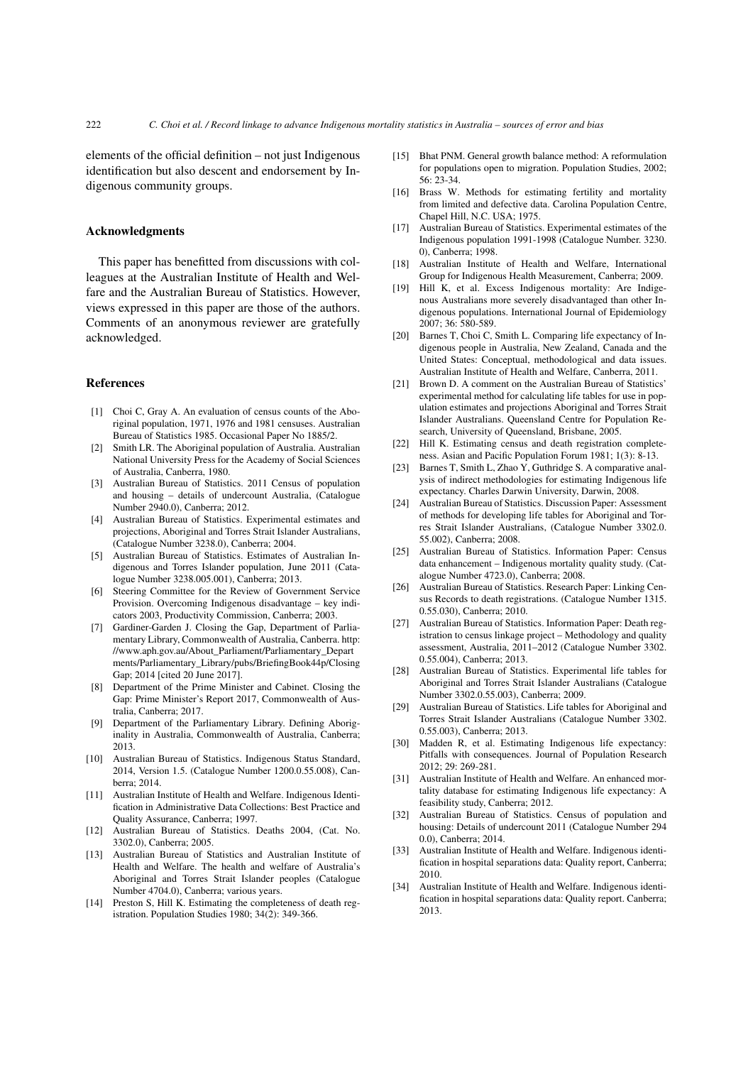elements of the official definition – not just Indigenous identification but also descent and endorsement by Indigenous community groups.

## Acknowledgments

This paper has benefitted from discussions with colleagues at the Australian Institute of Health and Welfare and the Australian Bureau of Statistics. However, views expressed in this paper are those of the authors. Comments of an anonymous reviewer are gratefully acknowledged.

## References

[1] Choi C, Gray A. An evaluation of census counts of the Aboriginal population, 1971, 1976 and 1981 censuses. Australian Bureau of Statistics 1985. Occasional Paper No 1885/2.

[2] Smith LR. The Aboriginal population of Australia. Australian National University Press for the Academy of Social Sciences of Australia, Canberra, 1980.

[3] Australian Bureau of Statistics. 2011 Census of population and housing – details of undercount Australia, (Catalogue Number 2940.0), Canberra; 2012.

[4] Australian Bureau of Statistics. Experimental estimates and projections, Aboriginal and Torres Strait Islander Australians, (Catalogue Number 3238.0), Canberra; 2004.

[5] Australian Bureau of Statistics. Estimates of Australian Indigenous and Torres Islander population, June 2011 (Catalogue Number 3238.005.001), Canberra; 2013.

[6] Steering Committee for the Review of Government Service Provision. Overcoming Indigenous disadvantage – key indicators 2003, Productivity Commission, Canberra; 2003.

[7] Gardiner-Garden J. Closing the Gap, Department of Parliamentary Library, Commonwealth of Australia, Canberra. http://www.aph.gov.au/About_Parliament/Parliamentary_Departments/Parliamentary_Library/pubs/BriefingBook44p/ClosingGap; 2014 [cited 20 June 2017].

[8] Department of the Prime Minister and Cabinet. Closing the Gap: Prime Minister's Report 2017, Commonwealth of Australia, Canberra; 2017.

[9] Department of the Parliamentary Library. Defining Aboriginality in Australia, Commonwealth of Australia, Canberra; 2013.

[10] Australian Bureau of Statistics. Indigenous Status Standard, 2014, Version 1.5. (Catalogue Number 1200.0.55.008), Canberra; 2014.

[11] Australian Institute of Health and Welfare. Indigenous Identification in Administrative Data Collections: Best Practice and Quality Assurance, Canberra; 1997.

[12] Australian Bureau of Statistics. Deaths 2004, (Cat. No. 3302.0), Canberra; 2005.

[13] Australian Bureau of Statistics and Australian Institute of Health and Welfare. The health and welfare of Australia's Aboriginal and Torres Strait Islander peoples (Catalogue Number 4704.0), Canberra; various years.

[14] Preston S, Hill K. Estimating the completeness of death registration. Population Studies 1980; 34(2): 349-366.

[15] Bhat PNM. General growth balance method: A reformulation for populations open to migration. Population Studies, 2002; 56: 23-34.

[16] Brass W. Methods for estimating fertility and mortality from limited and defective data. Carolina Population Centre, Chapel Hill, N.C. USA; 1975.

[17] Australian Bureau of Statistics. Experimental estimates of the Indigenous population 1991-1998 (Catalogue Number. 3230.0), Canberra; 1998.

[18] Australian Institute of Health and Welfare, International Group for Indigenous Health Measurement, Canberra; 2009.

[19] Hill K, et al. Excess Indigenous mortality: Are Indigenous Australians more severely disadvantaged than other Indigenous populations. International Journal of Epidemiology 2007; 36: 580-589.

[20] Barnes T, Choi C, Smith L. Comparing life expectancy of Indigenous people in Australia, New Zealand, Canada and the United States: Conceptual, methodological and data issues. Australian Institute of Health and Welfare, Canberra, 2011.

[21] Brown D. A comment on the Australian Bureau of Statistics' experimental method for calculating life tables for use in population estimates and projections Aboriginal and Torres Strait Islander Australians. Queensland Centre for Population Research, University of Queensland, Brisbane, 2005.

[22] Hill K. Estimating census and death registration completeness. Asian and Pacific Population Forum 1981; 1(3): 8-13.

[23] Barnes T, Smith L, Zhao Y, Guthridge S. A comparative analysis of indirect methodologies for estimating Indigenous life expectancy. Charles Darwin University, Darwin, 2008.

[24] Australian Bureau of Statistics. Discussion Paper: Assessment of methods for developing life tables for Aboriginal and Torres Strait Islander Australians, (Catalogue Number 3302.0.55.002), Canberra; 2008.

[25] Australian Bureau of Statistics. Information Paper: Census data enhancement – Indigenous mortality quality study. (Catalogue Number 4723.0), Canberra; 2008.

[26] Australian Bureau of Statistics. Research Paper: Linking Census Records to death registrations. (Catalogue Number 1315.0.55.030), Canberra; 2010.

[27] Australian Bureau of Statistics. Information Paper: Death registration to census linkage project – Methodology and quality assessment, Australia, 2011–2012 (Catalogue Number 3302.0.55.004), Canberra; 2013.

[28] Australian Bureau of Statistics. Experimental life tables for Aboriginal and Torres Strait Islander Australians (Catalogue Number 3302.0.55.003), Canberra; 2009.

[29] Australian Bureau of Statistics. Life tables for Aboriginal and Torres Strait Islander Australians (Catalogue Number 3302.0.55.003), Canberra; 2013.

[30] Madden R, et al. Estimating Indigenous life expectancy: Pitfalls with consequences. Journal of Population Research 2012; 29: 269-281.

[31] Australian Institute of Health and Welfare. An enhanced mortality database for estimating Indigenous life expectancy: A feasibility study, Canberra; 2012.

[32] Australian Bureau of Statistics. Census of population and housing: Details of undercount 2011 (Catalogue Number 2940.0), Canberra; 2014.

[33] Australian Institute of Health and Welfare. Indigenous identification in hospital separations data: Quality report, Canberra; 2010.

[34] Australian Institute of Health and Welfare. Indigenous identification in hospital separations data: Quality report. Canberra; 2013.